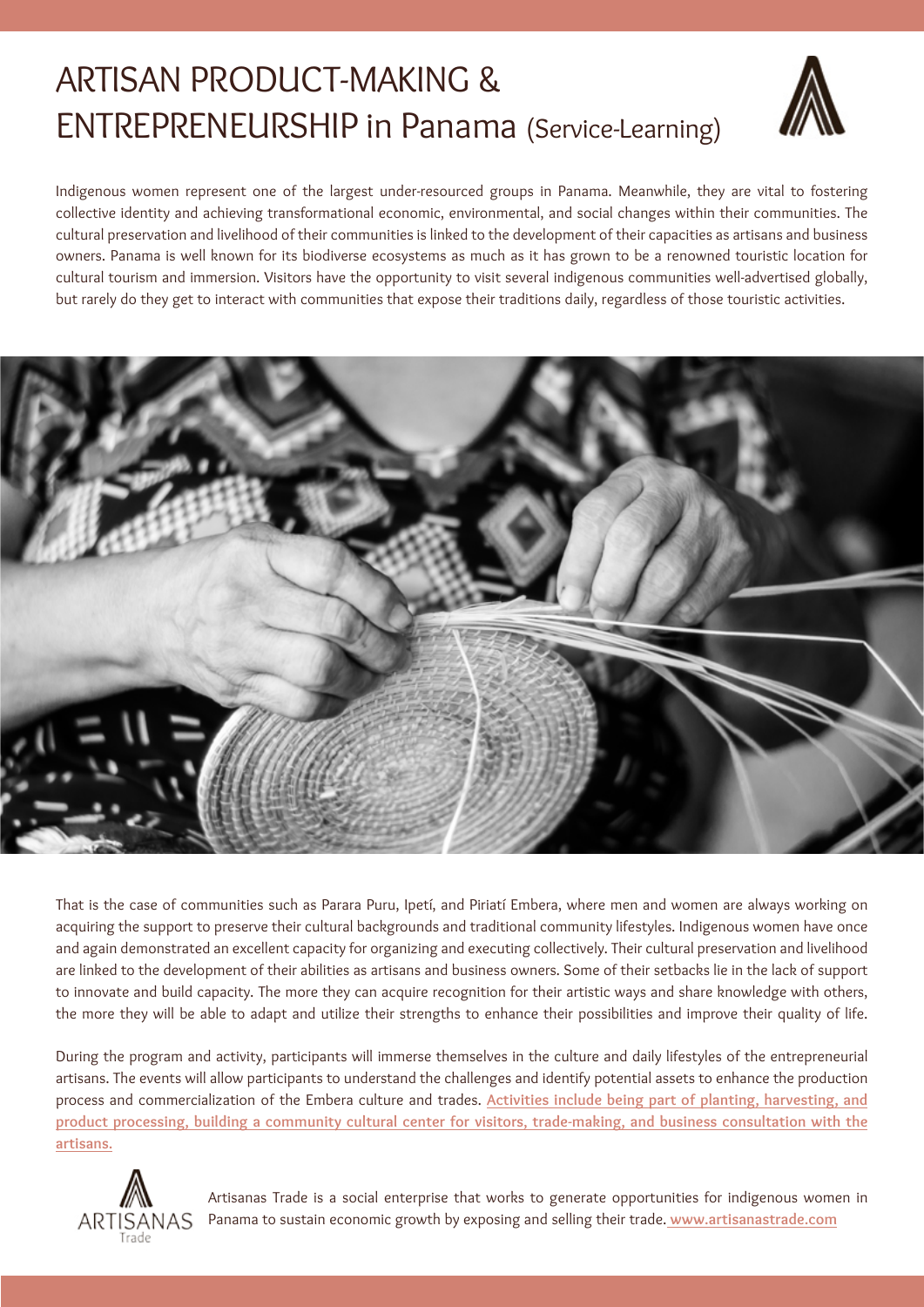# ARTISAN PRODUCT-MAKING & ENTREPRENEURSHIP in Panama (Service-Learning)

Indigenous women represent one of the largest under-resourced groups in Panama. Meanwhile, they are vital to fostering collective identity and achieving transformational economic, environmental, and social changes within their communities. The cultural preservation and livelihood of their communities is linked to the development of their capacities as artisans and business owners. Panama is well known for its biodiverse ecosystems as much as it has grown to be a renowned touristic location for cultural tourism and immersion. Visitors have the opportunity to visit several indigenous communities well-advertised globally, but rarely do they get to interact with communities that expose their traditions daily, regardless of those touristic activities.

That is the case of communities such as Parara Puru, Ipetí, and Piriatí Embera, where men and women are always working on acquiring the support to preserve their cultural backgrounds and traditional community lifestyles. Indigenous women have once and again demonstrated an excellent capacity for organizing and executing collectively. Their cultural preservation and livelihood are linked to the development of their abilities as artisans and business owners. Some of their setbacks lie in the lack of support to innovate and build capacity. The more they can acquire recognition for their artistic ways and share knowledge with others, the more they will be able to adapt and utilize their strengths to enhance their possibilities and improve their quality of life.

During the program and activity, participants will immerse themselves in the culture and daily lifestyles of the entrepreneurial artisans. The events will allow participants to understand the challenges and identify potential assets to enhance the production process and commercialization of the Embera culture and trades. **Activities include being part of planting, harvesting, and product processing, building a community cultural center for visitors, trade-making, and business consultation with the artisans.**

ARTISANAS Trade

Artisanas Trade is a social enterprise that works to generate opportunities for indigenous women in Panama to sustain economic growth by exposing and selling their trade. www.artisanastrade.com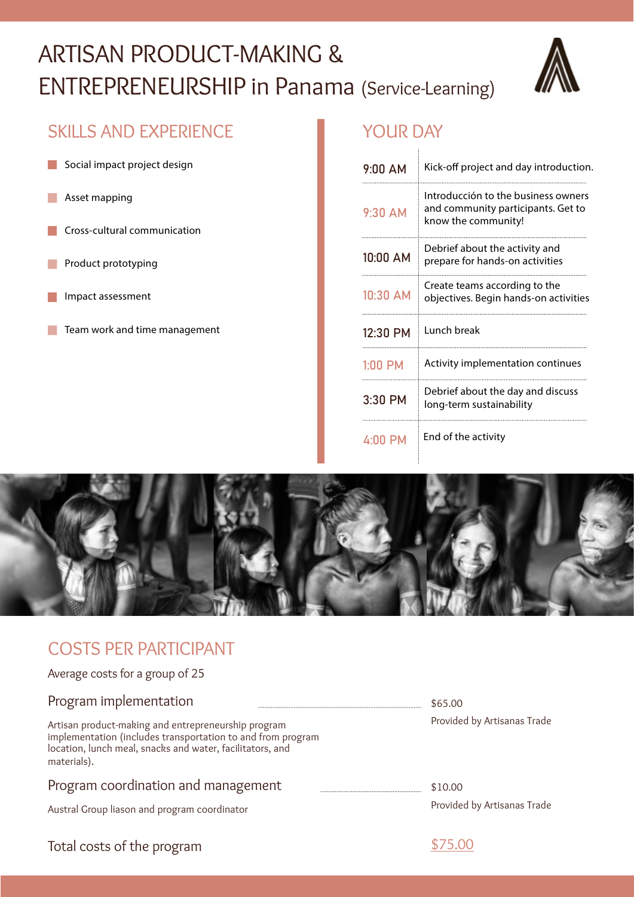# ARTISAN PRODUCT-MAKING & ENTREPRENEURSHIP in Panama (Service-Learning)

## SKILLS AND EXPERIENCE

- Social impact project design
- Asset mapping
- Cross-cultural communication
- Product prototyping
- Impact assessment
- Team work and time management

## YOUR DAY

| | |
|---|---|
| 9:00 AM | Kick-off project and day introduction. |
| 9:30 AM | Introducción to the business owners and community participants. Get to know the community! |
| 10:00 AM | Debrief about the activity and prepare for hands-on activities |
| 10:30 AM | Create teams according to the objectives. Begin hands-on activities |
| 12:30 PM | Lunch break |
| 1:00 PM | Activity implementation continues |
| 3:30 PM | Debrief about the day and discuss long-term sustainability |
| 4:00 PM | End of the activity |

## COSTS PER PARTICIPANT

Average costs for a group of 25

### Program implementation

Artisan product-making and entrepreneurship program implementation (includes transportation to and from program location, lunch meal, snacks and water, facilitators, and materials).

$65.00
Provided by Artisanas Trade

### Program coordination and management

Austral Group liason and program coordinator

$10.00
Provided by Artisanas Trade

Total costs of the program — $75.00